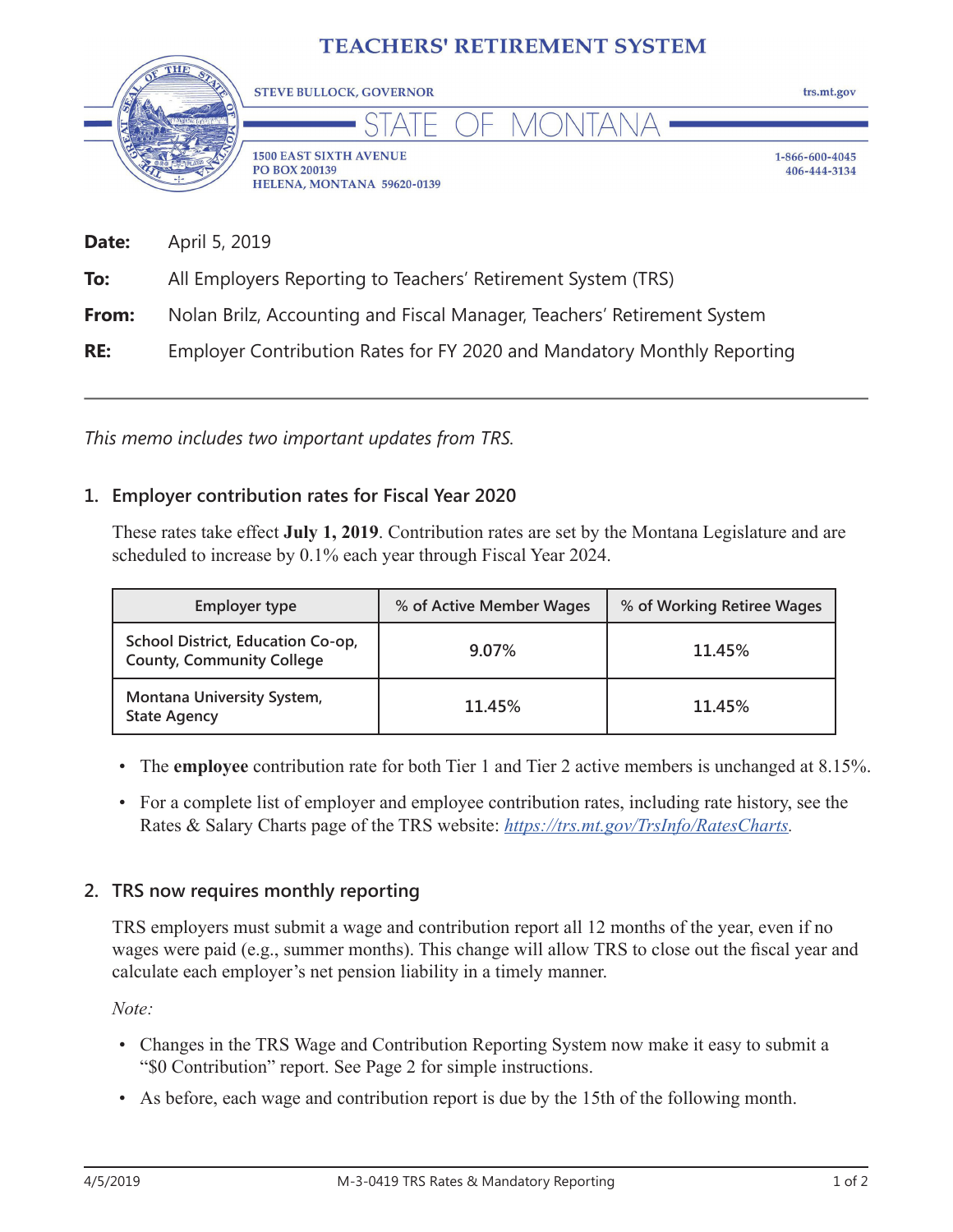# TEACHERS' RETIREMENT SYSTEM

STEVE BULLOCK, GOVERNOR

trs.mt.gov

STATE OF MONTANA

1500 EAST SIXTH AVENUE
PO BOX 200139
HELENA, MONTANA 59620-0139

1-866-600-4045
406-444-3134

**Date:** April 5, 2019

**To:** All Employers Reporting to Teachers' Retirement System (TRS)

**From:** Nolan Brilz, Accounting and Fiscal Manager, Teachers' Retirement System

**RE:** Employer Contribution Rates for FY 2020 and Mandatory Monthly Reporting

---

*This memo includes two important updates from TRS.*

## 1. Employer contribution rates for Fiscal Year 2020

These rates take effect **July 1, 2019**. Contribution rates are set by the Montana Legislature and are scheduled to increase by 0.1% each year through Fiscal Year 2024.

| Employer type | % of Active Member Wages | % of Working Retiree Wages |
|---|---|---|
| School District, Education Co-op, County, Community College | 9.07% | 11.45% |
| Montana University System, State Agency | 11.45% | 11.45% |

- The **employee** contribution rate for both Tier 1 and Tier 2 active members is unchanged at 8.15%.
- For a complete list of employer and employee contribution rates, including rate history, see the Rates & Salary Charts page of the TRS website: *https://trs.mt.gov/TrsInfo/RatesCharts*.

## 2. TRS now requires monthly reporting

TRS employers must submit a wage and contribution report all 12 months of the year, even if no wages were paid (e.g., summer months). This change will allow TRS to close out the fiscal year and calculate each employer's net pension liability in a timely manner.

*Note:*

- Changes in the TRS Wage and Contribution Reporting System now make it easy to submit a "$0 Contribution" report. See Page 2 for simple instructions.
- As before, each wage and contribution report is due by the 15th of the following month.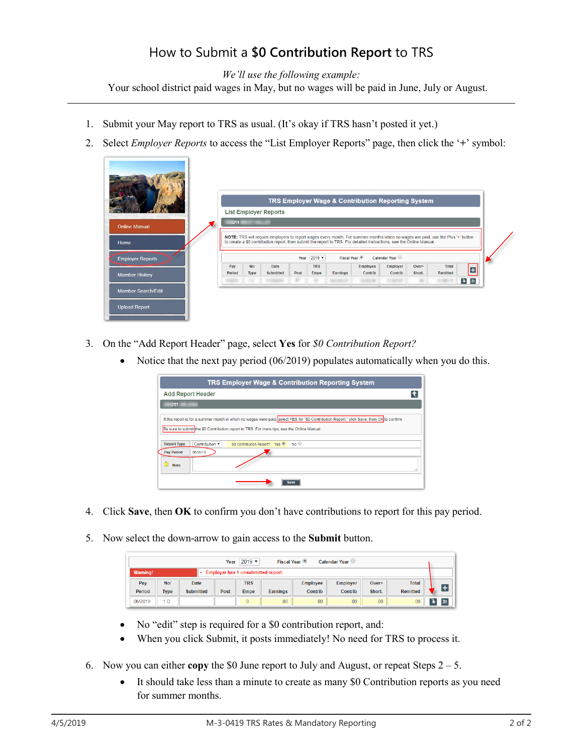# How to Submit a **$0 Contribution Report** to TRS

*We'll use the following example:*
Your school district paid wages in May, but no wages will be paid in June, July or August.

---

1. Submit your May report to TRS as usual. (It's okay if TRS hasn't posted it yet.)
2. Select *Employer Reports* to access the "List Employer Reports" page, then click the '+' symbol:

3. On the "Add Report Header" page, select **Yes** for *$0 Contribution Report?*
   - Notice that the next pay period (06/2019) populates automatically when you do this.

4. Click **Save**, then **OK** to confirm you don't have contributions to report for this pay period.

5. Now select the down-arrow to gain access to the **Submit** button.

   - No "edit" step is required for a $0 contribution report, and:
   - When you click Submit, it posts immediately! No need for TRS to process it.

6. Now you can either **copy** the $0 June report to July and August, or repeat Steps 2 – 5.
   - It should take less than a minute to create as many $0 Contribution reports as you need for summer months.